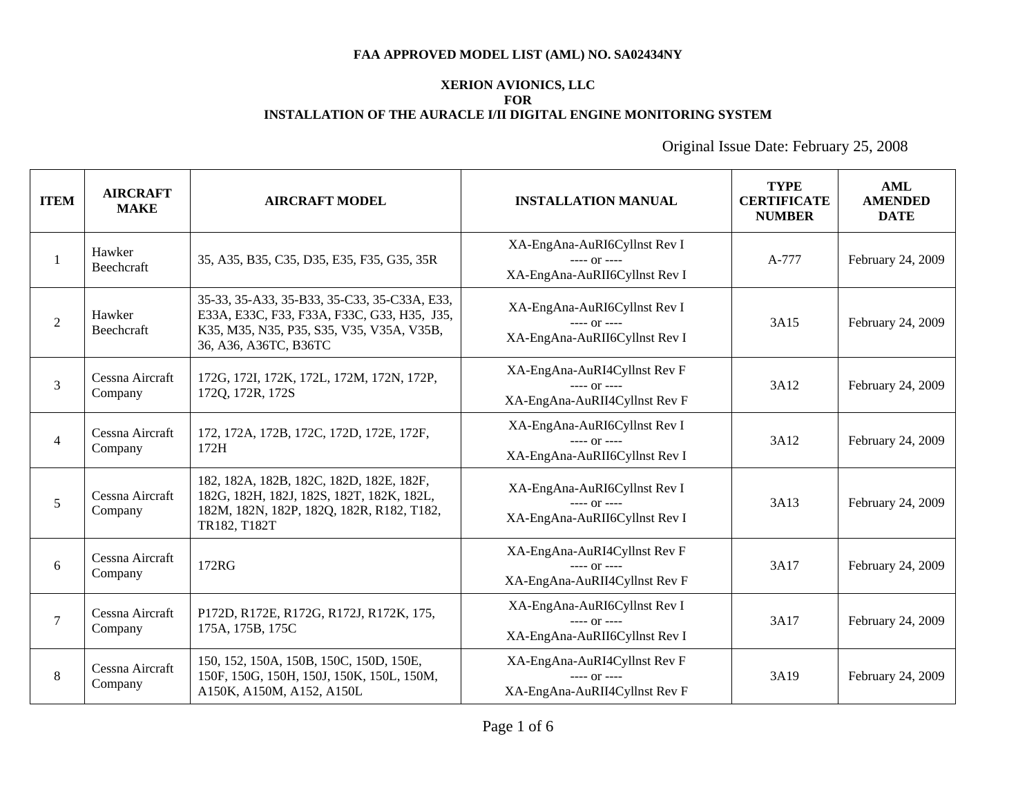**FAA APPROVED MODEL LIST (AML) NO. SA02434NY**

**XERION AVIONICS, LLC**
**FOR**
**INSTALLATION OF THE AURACLE I/II DIGITAL ENGINE MONITORING SYSTEM**

Original Issue Date: February 25, 2008

| ITEM | AIRCRAFT MAKE | AIRCRAFT MODEL | INSTALLATION MANUAL | TYPE CERTIFICATE NUMBER | AML AMENDED DATE |
|---|---|---|---|---|---|
| 1 | Hawker Beechcraft | 35, A35, B35, C35, D35, E35, F35, G35, 35R | XA-EngAna-AuRI6CylInst Rev I ---- or ---- XA-EngAna-AuRII6CylInst Rev I | A-777 | February 24, 2009 |
| 2 | Hawker Beechcraft | 35-33, 35-A33, 35-B33, 35-C33, 35-C33A, E33, E33A, E33C, F33, F33A, F33C, G33, H35, J35, K35, M35, N35, P35, S35, V35, V35A, V35B, 36, A36, A36TC, B36TC | XA-EngAna-AuRI6CylInst Rev I ---- or ---- XA-EngAna-AuRII6CylInst Rev I | 3A15 | February 24, 2009 |
| 3 | Cessna Aircraft Company | 172G, 172I, 172K, 172L, 172M, 172N, 172P, 172Q, 172R, 172S | XA-EngAna-AuRI4CylInst Rev F ---- or ---- XA-EngAna-AuRII4CylInst Rev F | 3A12 | February 24, 2009 |
| 4 | Cessna Aircraft Company | 172, 172A, 172B, 172C, 172D, 172E, 172F, 172H | XA-EngAna-AuRI6CylInst Rev I ---- or ---- XA-EngAna-AuRII6CylInst Rev I | 3A12 | February 24, 2009 |
| 5 | Cessna Aircraft Company | 182, 182A, 182B, 182C, 182D, 182E, 182F, 182G, 182H, 182J, 182S, 182T, 182K, 182L, 182M, 182N, 182P, 182Q, 182R, R182, T182, TR182, T182T | XA-EngAna-AuRI6CylInst Rev I ---- or ---- XA-EngAna-AuRII6CylInst Rev I | 3A13 | February 24, 2009 |
| 6 | Cessna Aircraft Company | 172RG | XA-EngAna-AuRI4CylInst Rev F ---- or ---- XA-EngAna-AuRII4CylInst Rev F | 3A17 | February 24, 2009 |
| 7 | Cessna Aircraft Company | P172D, R172E, R172G, R172J, R172K, 175, 175A, 175B, 175C | XA-EngAna-AuRI6CylInst Rev I ---- or ---- XA-EngAna-AuRII6CylInst Rev I | 3A17 | February 24, 2009 |
| 8 | Cessna Aircraft Company | 150, 152, 150A, 150B, 150C, 150D, 150E, 150F, 150G, 150H, 150J, 150K, 150L, 150M, A150K, A150M, A152, A150L | XA-EngAna-AuRI4CylInst Rev F ---- or ---- XA-EngAna-AuRII4CylInst Rev F | 3A19 | February 24, 2009 |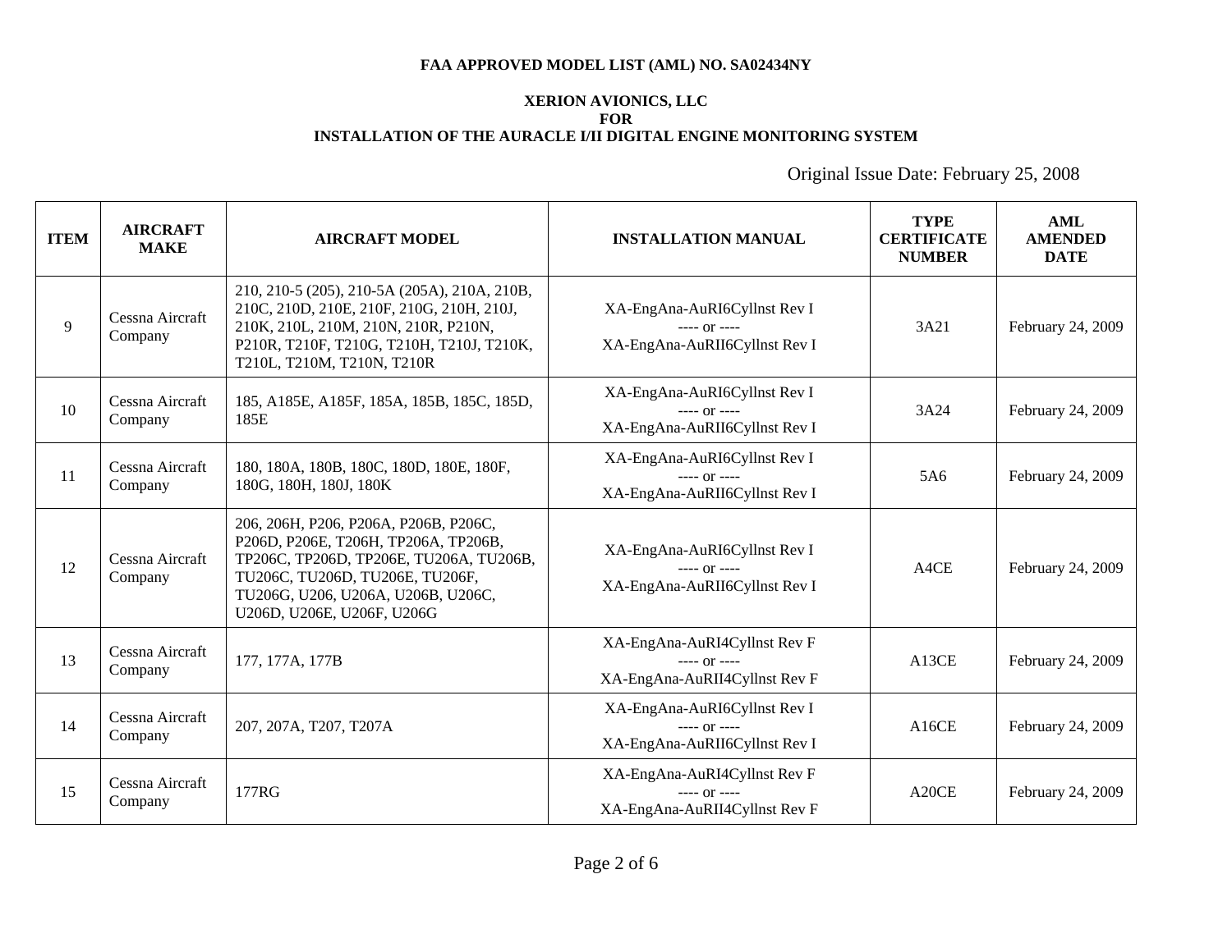**FAA APPROVED MODEL LIST (AML) NO. SA02434NY**

**XERION AVIONICS, LLC**
**FOR**
**INSTALLATION OF THE AURACLE I/II DIGITAL ENGINE MONITORING SYSTEM**

Original Issue Date: February 25, 2008

| ITEM | AIRCRAFT MAKE | AIRCRAFT MODEL | INSTALLATION MANUAL | TYPE CERTIFICATE NUMBER | AML AMENDED DATE |
|---|---|---|---|---|---|
| 9 | Cessna Aircraft Company | 210, 210-5 (205), 210-5A (205A), 210A, 210B, 210C, 210D, 210E, 210F, 210G, 210H, 210J, 210K, 210L, 210M, 210N, 210R, P210N, P210R, T210F, T210G, T210H, T210J, T210K, T210L, T210M, T210N, T210R | XA-EngAna-AuRI6CylInst Rev I ---- or ---- XA-EngAna-AuRII6CylInst Rev I | 3A21 | February 24, 2009 |
| 10 | Cessna Aircraft Company | 185, A185E, A185F, 185A, 185B, 185C, 185D, 185E | XA-EngAna-AuRI6CylInst Rev I ---- or ---- XA-EngAna-AuRII6CylInst Rev I | 3A24 | February 24, 2009 |
| 11 | Cessna Aircraft Company | 180, 180A, 180B, 180C, 180D, 180E, 180F, 180G, 180H, 180J, 180K | XA-EngAna-AuRI6CylInst Rev I ---- or ---- XA-EngAna-AuRII6CylInst Rev I | 5A6 | February 24, 2009 |
| 12 | Cessna Aircraft Company | 206, 206H, P206, P206A, P206B, P206C, P206D, P206E, T206H, TP206A, TP206B, TP206C, TP206D, TP206E, TU206A, TU206B, TU206C, TU206D, TU206E, TU206F, TU206G, U206, U206A, U206B, U206C, U206D, U206E, U206F, U206G | XA-EngAna-AuRI6CylInst Rev I ---- or ---- XA-EngAna-AuRII6CylInst Rev I | A4CE | February 24, 2009 |
| 13 | Cessna Aircraft Company | 177, 177A, 177B | XA-EngAna-AuRI4CylInst Rev F ---- or ---- XA-EngAna-AuRII4CylInst Rev F | A13CE | February 24, 2009 |
| 14 | Cessna Aircraft Company | 207, 207A, T207, T207A | XA-EngAna-AuRI6CylInst Rev I ---- or ---- XA-EngAna-AuRII6CylInst Rev I | A16CE | February 24, 2009 |
| 15 | Cessna Aircraft Company | 177RG | XA-EngAna-AuRI4CylInst Rev F ---- or ---- XA-EngAna-AuRII4CylInst Rev F | A20CE | February 24, 2009 |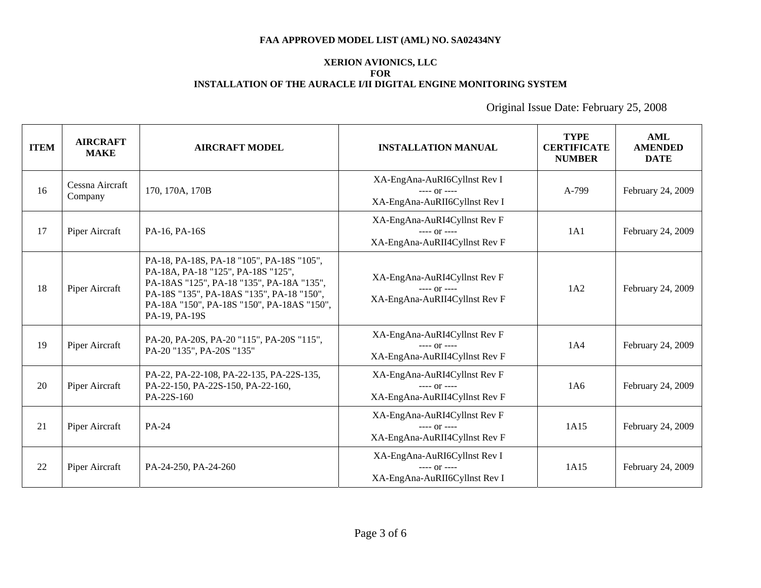**FAA APPROVED MODEL LIST (AML) NO. SA02434NY**

**XERION AVIONICS, LLC**
**FOR**
**INSTALLATION OF THE AURACLE I/II DIGITAL ENGINE MONITORING SYSTEM**

Original Issue Date: February 25, 2008

| ITEM | AIRCRAFT MAKE | AIRCRAFT MODEL | INSTALLATION MANUAL | TYPE CERTIFICATE NUMBER | AML AMENDED DATE |
|---|---|---|---|---|---|
| 16 | Cessna Aircraft Company | 170, 170A, 170B | XA-EngAna-AuRI6Cyllnst Rev I ---- or ---- XA-EngAna-AuRII6Cyllnst Rev I | A-799 | February 24, 2009 |
| 17 | Piper Aircraft | PA-16, PA-16S | XA-EngAna-AuRI4Cyllnst Rev F ---- or ---- XA-EngAna-AuRII4Cyllnst Rev F | 1A1 | February 24, 2009 |
| 18 | Piper Aircraft | PA-18, PA-18S, PA-18 "105", PA-18S "105", PA-18A, PA-18 "125", PA-18S "125", PA-18AS "125", PA-18 "135", PA-18A "135", PA-18S "135", PA-18AS "135", PA-18 "150", PA-18A "150", PA-18S "150", PA-18AS "150", PA-19, PA-19S | XA-EngAna-AuRI4Cyllnst Rev F ---- or ---- XA-EngAna-AuRII4Cyllnst Rev F | 1A2 | February 24, 2009 |
| 19 | Piper Aircraft | PA-20, PA-20S, PA-20 "115", PA-20S "115", PA-20 "135", PA-20S "135" | XA-EngAna-AuRI4Cyllnst Rev F ---- or ---- XA-EngAna-AuRII4Cyllnst Rev F | 1A4 | February 24, 2009 |
| 20 | Piper Aircraft | PA-22, PA-22-108, PA-22-135, PA-22S-135, PA-22-150, PA-22S-150, PA-22-160, PA-22S-160 | XA-EngAna-AuRI4Cyllnst Rev F ---- or ---- XA-EngAna-AuRII4Cyllnst Rev F | 1A6 | February 24, 2009 |
| 21 | Piper Aircraft | PA-24 | XA-EngAna-AuRI4Cyllnst Rev F ---- or ---- XA-EngAna-AuRII4Cyllnst Rev F | 1A15 | February 24, 2009 |
| 22 | Piper Aircraft | PA-24-250, PA-24-260 | XA-EngAna-AuRI6Cyllnst Rev I ---- or ---- XA-EngAna-AuRII6Cyllnst Rev I | 1A15 | February 24, 2009 |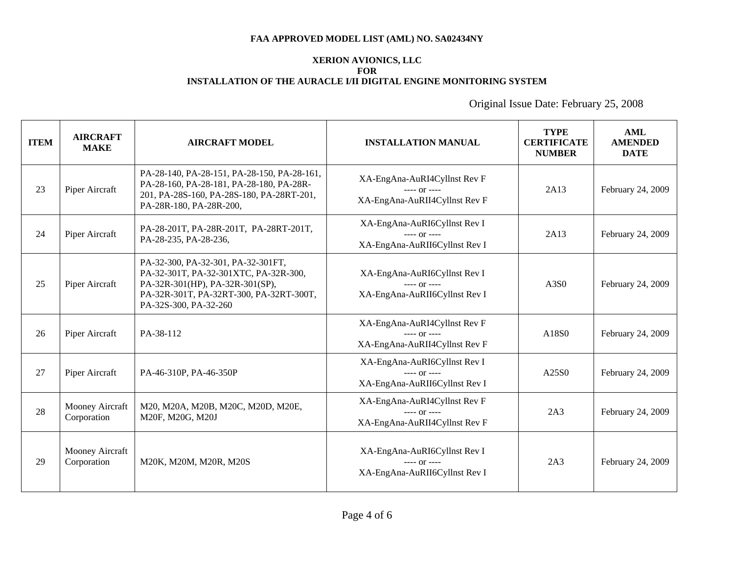**FAA APPROVED MODEL LIST (AML) NO. SA02434NY**

**XERION AVIONICS, LLC**
**FOR**
**INSTALLATION OF THE AURACLE I/II DIGITAL ENGINE MONITORING SYSTEM**

Original Issue Date: February 25, 2008

| ITEM | AIRCRAFT MAKE | AIRCRAFT MODEL | INSTALLATION MANUAL | TYPE CERTIFICATE NUMBER | AML AMENDED DATE |
|---|---|---|---|---|---|
| 23 | Piper Aircraft | PA-28-140, PA-28-151, PA-28-150, PA-28-161, PA-28-160, PA-28-181, PA-28-180, PA-28R-201, PA-28S-160, PA-28S-180, PA-28RT-201, PA-28R-180, PA-28R-200, | XA-EngAna-AuRI4Cyllnst Rev F ---- or ---- XA-EngAna-AuRII4Cyllnst Rev F | 2A13 | February 24, 2009 |
| 24 | Piper Aircraft | PA-28-201T, PA-28R-201T, PA-28RT-201T, PA-28-235, PA-28-236, | XA-EngAna-AuRI6Cyllnst Rev I ---- or ---- XA-EngAna-AuRII6Cyllnst Rev I | 2A13 | February 24, 2009 |
| 25 | Piper Aircraft | PA-32-300, PA-32-301, PA-32-301FT, PA-32-301T, PA-32-301XTC, PA-32R-300, PA-32R-301(HP), PA-32R-301(SP), PA-32R-301T, PA-32RT-300, PA-32RT-300T, PA-32S-300, PA-32-260 | XA-EngAna-AuRI6Cyllnst Rev I ---- or ---- XA-EngAna-AuRII6Cyllnst Rev I | A3S0 | February 24, 2009 |
| 26 | Piper Aircraft | PA-38-112 | XA-EngAna-AuRI4Cyllnst Rev F ---- or ---- XA-EngAna-AuRII4Cyllnst Rev F | A18S0 | February 24, 2009 |
| 27 | Piper Aircraft | PA-46-310P, PA-46-350P | XA-EngAna-AuRI6Cyllnst Rev I ---- or ---- XA-EngAna-AuRII6Cyllnst Rev I | A25S0 | February 24, 2009 |
| 28 | Mooney Aircraft Corporation | M20, M20A, M20B, M20C, M20D, M20E, M20F, M20G, M20J | XA-EngAna-AuRI4Cyllnst Rev F ---- or ---- XA-EngAna-AuRII4Cyllnst Rev F | 2A3 | February 24, 2009 |
| 29 | Mooney Aircraft Corporation | M20K, M20M, M20R, M20S | XA-EngAna-AuRI6Cyllnst Rev I ---- or ---- XA-EngAna-AuRII6Cyllnst Rev I | 2A3 | February 24, 2009 |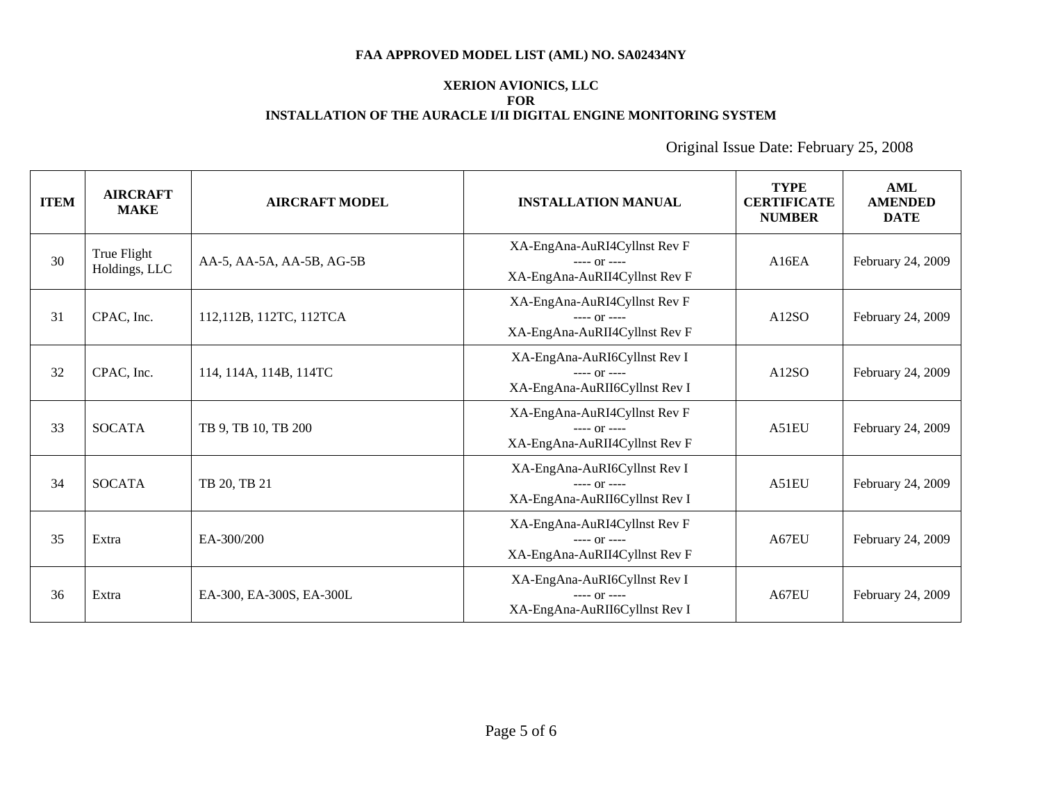**FAA APPROVED MODEL LIST (AML) NO. SA02434NY**

**XERION AVIONICS, LLC**
**FOR**
**INSTALLATION OF THE AURACLE I/II DIGITAL ENGINE MONITORING SYSTEM**

Original Issue Date: February 25, 2008

| ITEM | AIRCRAFT MAKE | AIRCRAFT MODEL | INSTALLATION MANUAL | TYPE CERTIFICATE NUMBER | AML AMENDED DATE |
|---|---|---|---|---|---|
| 30 | True Flight Holdings, LLC | AA-5, AA-5A, AA-5B, AG-5B | XA-EngAna-AuRI4Cyllnst Rev F ---- or ---- XA-EngAna-AuRII4Cyllnst Rev F | A16EA | February 24, 2009 |
| 31 | CPAC, Inc. | 112,112B, 112TC, 112TCA | XA-EngAna-AuRI4Cyllnst Rev F ---- or ---- XA-EngAna-AuRII4Cyllnst Rev F | A12SO | February 24, 2009 |
| 32 | CPAC, Inc. | 114, 114A, 114B, 114TC | XA-EngAna-AuRI6Cyllnst Rev I ---- or ---- XA-EngAna-AuRII6Cyllnst Rev I | A12SO | February 24, 2009 |
| 33 | SOCATA | TB 9, TB 10, TB 200 | XA-EngAna-AuRI4Cyllnst Rev F ---- or ---- XA-EngAna-AuRII4Cyllnst Rev F | A51EU | February 24, 2009 |
| 34 | SOCATA | TB 20, TB 21 | XA-EngAna-AuRI6Cyllnst Rev I ---- or ---- XA-EngAna-AuRII6Cyllnst Rev I | A51EU | February 24, 2009 |
| 35 | Extra | EA-300/200 | XA-EngAna-AuRI4Cyllnst Rev F ---- or ---- XA-EngAna-AuRII4Cyllnst Rev F | A67EU | February 24, 2009 |
| 36 | Extra | EA-300, EA-300S, EA-300L | XA-EngAna-AuRI6Cyllnst Rev I ---- or ---- XA-EngAna-AuRII6Cyllnst Rev I | A67EU | February 24, 2009 |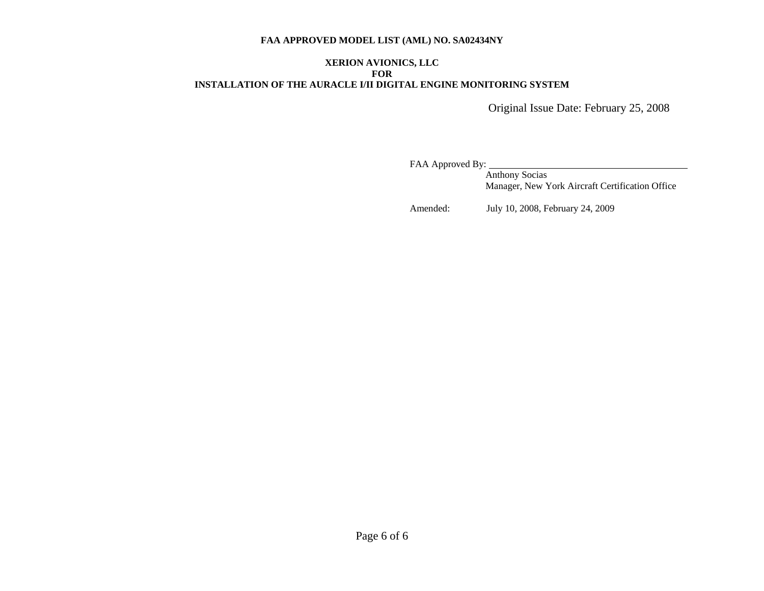**FAA APPROVED MODEL LIST (AML) NO. SA02434NY**

**XERION AVIONICS, LLC**
**FOR**
**INSTALLATION OF THE AURACLE I/II DIGITAL ENGINE MONITORING SYSTEM**

Original Issue Date: February 25, 2008

FAA Approved By: ________________________________________
Anthony Socias
Manager, New York Aircraft Certification Office

Amended: July 10, 2008, February 24, 2009